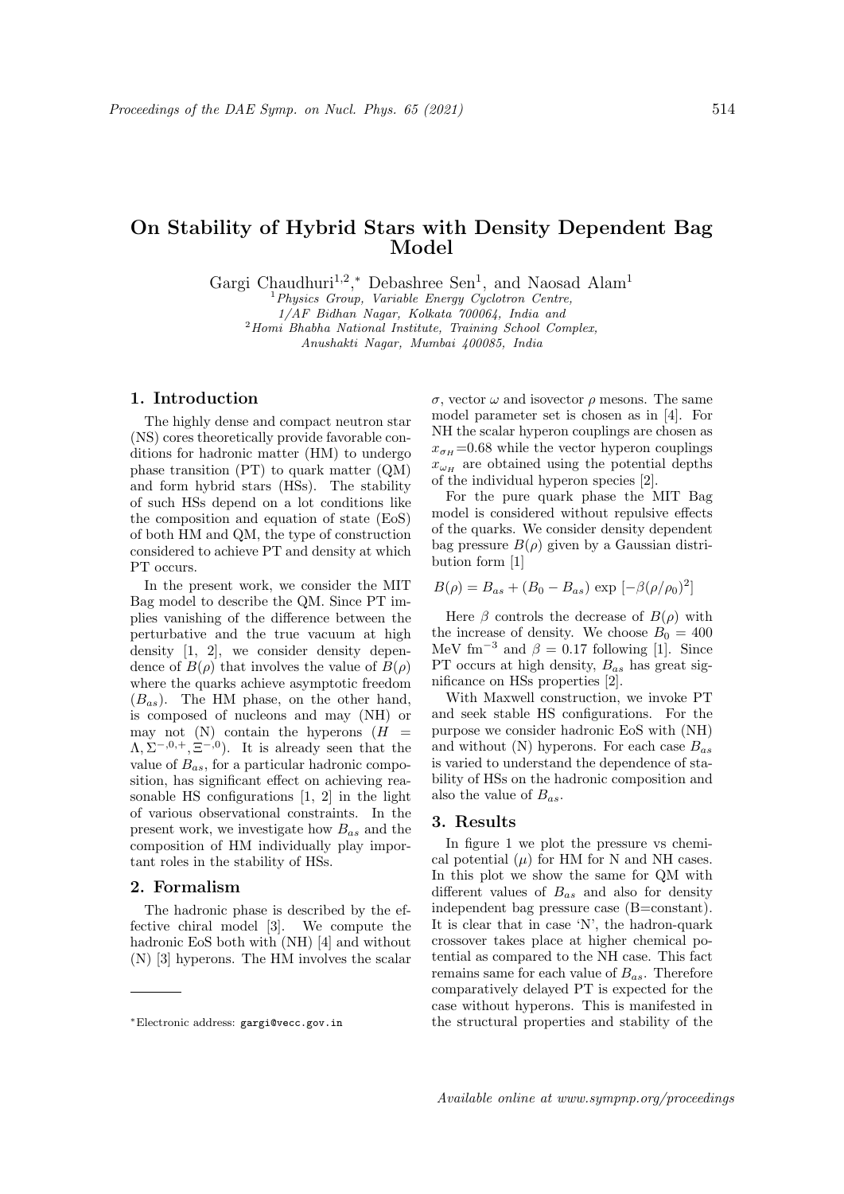# On Stability of Hybrid Stars with Density Dependent Bag Model

Gargi Chaudhuri[1,2,*], Debashree Sen[1], and Naosad Alam[1]

[1] *Physics Group, Variable Energy Cyclotron Centre, 1/AF Bidhan Nagar, Kolkata 700064, India and*
[2] *Homi Bhabha National Institute, Training School Complex, Anushakti Nagar, Mumbai 400085, India*

## 1. Introduction

The highly dense and compact neutron star (NS) cores theoretically provide favorable conditions for hadronic matter (HM) to undergo phase transition (PT) to quark matter (QM) and form hybrid stars (HSs). The stability of such HSs depend on a lot conditions like the composition and equation of state (EoS) of both HM and QM, the type of construction considered to achieve PT and density at which PT occurs.

In the present work, we consider the MIT Bag model to describe the QM. Since PT implies vanishing of the difference between the perturbative and the true vacuum at high density [1, 2], we consider density dependence of $B(\rho)$ that involves the value of $B(\rho)$ where the quarks achieve asymptotic freedom ($B_{as}$). The HM phase, on the other hand, is composed of nucleons and may (NH) or may not (N) contain the hyperons ($H = \Lambda, \Sigma^{-,0,+}, \Xi^{-,0}$). It is already seen that the value of $B_{as}$, for a particular hadronic composition, has significant effect on achieving reasonable HS configurations [1, 2] in the light of various observational constraints. In the present work, we investigate how $B_{as}$ and the composition of HM individually play important roles in the stability of HSs.

## 2. Formalism

The hadronic phase is described by the effective chiral model [3]. We compute the hadronic EoS both with (NH) [4] and without (N) [3] hyperons. The HM involves the scalar $\sigma$, vector $\omega$ and isovector $\rho$ mesons. The same model parameter set is chosen as in [4]. For NH the scalar hyperon couplings are chosen as $x_{\sigma_H}$=0.68 while the vector hyperon couplings $x_{\omega_H}$ are obtained using the potential depths of the individual hyperon species [2].

For the pure quark phase the MIT Bag model is considered without repulsive effects of the quarks. We consider density dependent bag pressure $B(\rho)$ given by a Gaussian distribution form [1]

$$B(\rho) = B_{as} + (B_0 - B_{as}) \exp\left[-\beta(\rho/\rho_0)^2\right]$$

Here $\beta$ controls the decrease of $B(\rho)$ with the increase of density. We choose $B_0 = 400$ MeV fm$^{-3}$ and $\beta = 0.17$ following [1]. Since PT occurs at high density, $B_{as}$ has great significance on HSs properties [2].

With Maxwell construction, we invoke PT and seek stable HS configurations. For the purpose we consider hadronic EoS with (NH) and without (N) hyperons. For each case $B_{as}$ is varied to understand the dependence of stability of HSs on the hadronic composition and also the value of $B_{as}$.

## 3. Results

In figure 1 we plot the pressure vs chemical potential ($\mu$) for HM for N and NH cases. In this plot we show the same for QM with different values of $B_{as}$ and also for density independent bag pressure case (B=constant). It is clear that in case 'N', the hadron-quark crossover takes place at higher chemical potential as compared to the NH case. This fact remains same for each value of $B_{as}$. Therefore comparatively delayed PT is expected for the case without hyperons. This is manifested in the structural properties and stability of the

*Electronic address: gargi@vecc.gov.in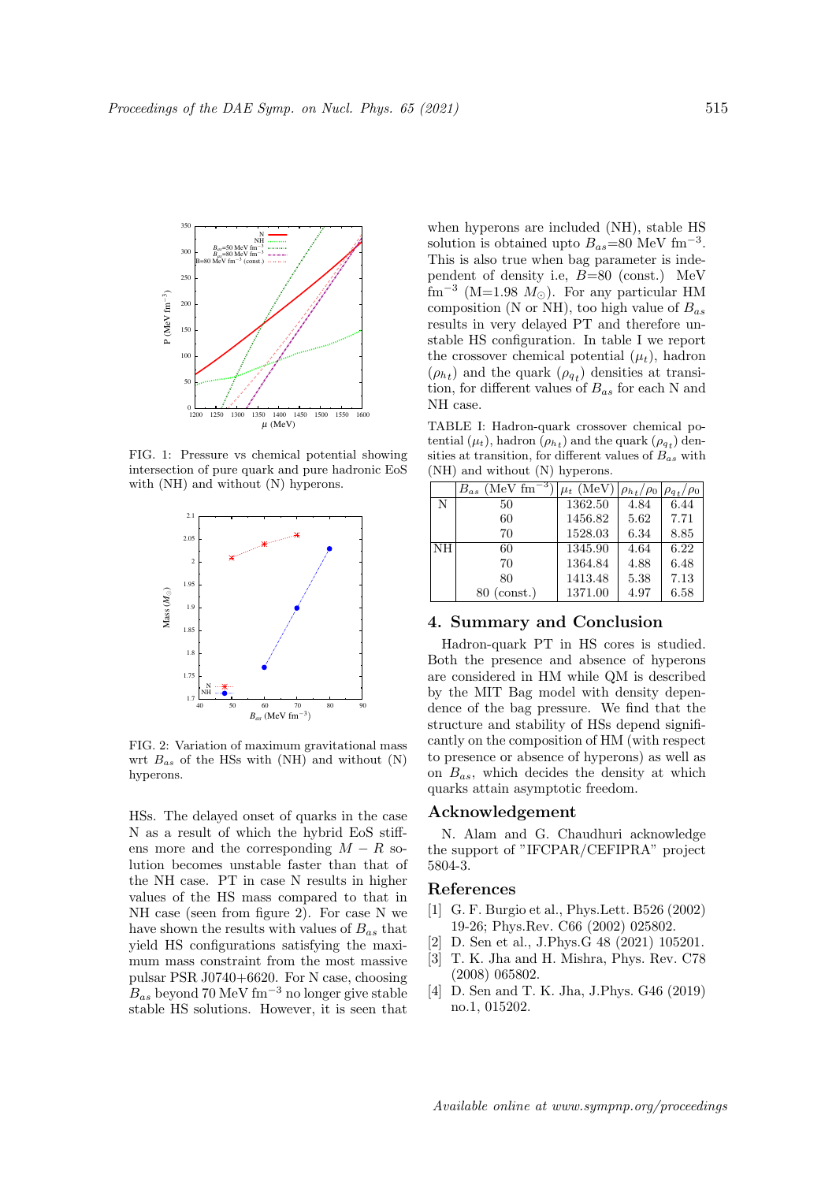350
300
250
200
150
100
50
0

P (MeV fm$^{-3}$)

1200 1250 1300 1350 1400 1450 1500 1550 1600

$\mu$ (MeV)

N
NH
$B_{as}$=50 MeV fm$^{-3}$
$B_{as}$=80 MeV fm$^{-3}$
B=80 MeV fm$^{-3}$ (const.)

FIG. 1: Pressure vs chemical potential showing intersection of pure quark and pure hadronic EoS with (NH) and without (N) hyperons.

2.1
2.05
2
1.95
1.9
1.85
1.8
1.75
1.7

Mass ($M_\odot$)

40 50 60 70 80 90

$B_{as}$ (MeV fm$^{-3}$)

N
NH

FIG. 2: Variation of maximum gravitational mass wrt $B_{as}$ of the HSs with (NH) and without (N) hyperons.

HSs. The delayed onset of quarks in the case N as a result of which the hybrid EoS stiffens more and the corresponding $M-R$ solution becomes unstable faster than that of the NH case. PT in case N results in higher values of the HS mass compared to that in NH case (seen from figure 2). For case N we have shown the results with values of $B_{as}$ that yield HS configurations satisfying the maximum mass constraint from the most massive pulsar PSR J0740+6620. For N case, choosing $B_{as}$ beyond 70 MeV fm$^{-3}$ no longer give stable stable HS solutions. However, it is seen that when hyperons are included (NH), stable HS solution is obtained upto $B_{as}$=80 MeV fm$^{-3}$. This is also true when bag parameter is independent of density i.e, $B$=80 (const.) MeV fm$^{-3}$ (M=1.98 $M_\odot$). For any particular HM composition (N or NH), too high value of $B_{as}$ results in very delayed PT and therefore unstable HS configuration. In table I we report the crossover chemical potential ($\mu_t$), hadron ($\rho_{h_t}$) and the quark ($\rho_{q_t}$) densities at transition, for different values of $B_{as}$ for each N and NH case.

TABLE I: Hadron-quark crossover chemical potential ($\mu_t$), hadron ($\rho_{h_t}$) and the quark ($\rho_{q_t}$) densities at transition, for different values of $B_{as}$ with (NH) and without (N) hyperons.

| | $B_{as}$ (MeV fm$^{-3}$) | $\mu_t$ (MeV) | $\rho_{h_t}/\rho_0$ | $\rho_{q_t}/\rho_0$ |
|---|---|---|---|---|
| N | 50 | 1362.50 | 4.84 | 6.44 |
| | 60 | 1456.82 | 5.62 | 7.71 |
| | 70 | 1528.03 | 6.34 | 8.85 |
| NH | 60 | 1345.90 | 4.64 | 6.22 |
| | 70 | 1364.84 | 4.88 | 6.48 |
| | 80 | 1413.48 | 5.38 | 7.13 |
| | 80 (const.) | 1371.00 | 4.97 | 6.58 |

## 4. Summary and Conclusion

Hadron-quark PT in HS cores is studied. Both the presence and absence of hyperons are considered in HM while QM is described by the MIT Bag model with density dependence of the bag pressure. We find that the structure and stability of HSs depend significantly on the composition of HM (with respect to presence or absence of hyperons) as well as on $B_{as}$, which decides the density at which quarks attain asymptotic freedom.

## Acknowledgement

N. Alam and G. Chaudhuri acknowledge the support of "IFCPAR/CEFIPRA" project 5804-3.

## References

[1] G. F. Burgio et al., Phys.Lett. B526 (2002) 19-26; Phys.Rev. C66 (2002) 025802.

[2] D. Sen et al., J.Phys.G 48 (2021) 105201.

[3] T. K. Jha and H. Mishra, Phys. Rev. C78 (2008) 065802.

[4] D. Sen and T. K. Jha, J.Phys. G46 (2019) no.1, 015202.